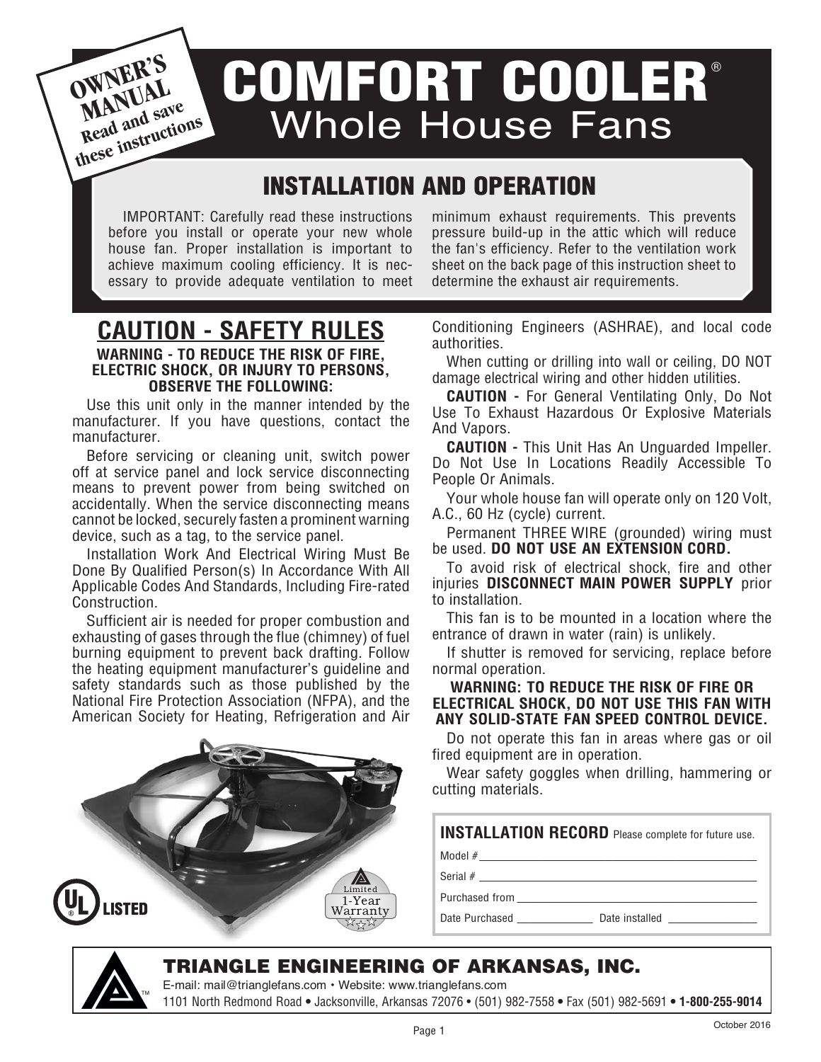**OWNER'S MANUAL**
**Read and save these instructions**

# COMFORT COOLER®
## Whole House Fans

## INSTALLATION AND OPERATION

IMPORTANT: Carefully read these instructions before you install or operate your new whole house fan. Proper installation is important to achieve maximum cooling efficiency. It is necessary to provide adequate ventilation to meet minimum exhaust requirements. This prevents pressure build-up in the attic which will reduce the fan's efficiency. Refer to the ventilation work sheet on the back page of this instruction sheet to determine the exhaust air requirements.

## CAUTION - SAFETY RULES

**WARNING - TO REDUCE THE RISK OF FIRE, ELECTRIC SHOCK, OR INJURY TO PERSONS, OBSERVE THE FOLLOWING:**

Use this unit only in the manner intended by the manufacturer. If you have questions, contact the manufacturer.

Before servicing or cleaning unit, switch power off at service panel and lock service disconnecting means to prevent power from being switched on accidentally. When the service disconnecting means cannot be locked, securely fasten a prominent warning device, such as a tag, to the service panel.

Installation Work And Electrical Wiring Must Be Done By Qualified Person(s) In Accordance With All Applicable Codes And Standards, Including Fire-rated Construction.

Sufficient air is needed for proper combustion and exhausting of gases through the flue (chimney) of fuel burning equipment to prevent back drafting. Follow the heating equipment manufacturer's guideline and safety standards such as those published by the National Fire Protection Association (NFPA), and the American Society for Heating, Refrigeration and Air Conditioning Engineers (ASHRAE), and local code authorities.

When cutting or drilling into wall or ceiling, DO NOT damage electrical wiring and other hidden utilities.

**CAUTION -** For General Ventilating Only, Do Not Use To Exhaust Hazardous Or Explosive Materials And Vapors.

**CAUTION -** This Unit Has An Unguarded Impeller. Do Not Use In Locations Readily Accessible To People Or Animals.

Your whole house fan will operate only on 120 Volt, A.C., 60 Hz (cycle) current.

Permanent THREE WIRE (grounded) wiring must be used. **DO NOT USE AN EXTENSION CORD.**

To avoid risk of electrical shock, fire and other injuries **DISCONNECT MAIN POWER SUPPLY** prior to installation.

This fan is to be mounted in a location where the entrance of drawn in water (rain) is unlikely.

If shutter is removed for servicing, replace before normal operation.

**WARNING: TO REDUCE THE RISK OF FIRE OR ELECTRICAL SHOCK, DO NOT USE THIS FAN WITH ANY SOLID-STATE FAN SPEED CONTROL DEVICE.**

Do not operate this fan in areas where gas or oil fired equipment are in operation.

Wear safety goggles when drilling, hammering or cutting materials.

UL LISTED

Limited 1-Year Warranty

**INSTALLATION RECORD** Please complete for future use.

Model # ______________________

Serial # ______________________

Purchased from ______________________

Date Purchased ____________ Date installed ____________

**TRIANGLE ENGINEERING OF ARKANSAS, INC.**

E-mail: mail@trianglefans.com • Website: www.trianglefans.com

1101 North Redmond Road • Jacksonville, Arkansas 72076 • (501) 982-7558 • Fax (501) 982-5691 • **1-800-255-9014**

October 2016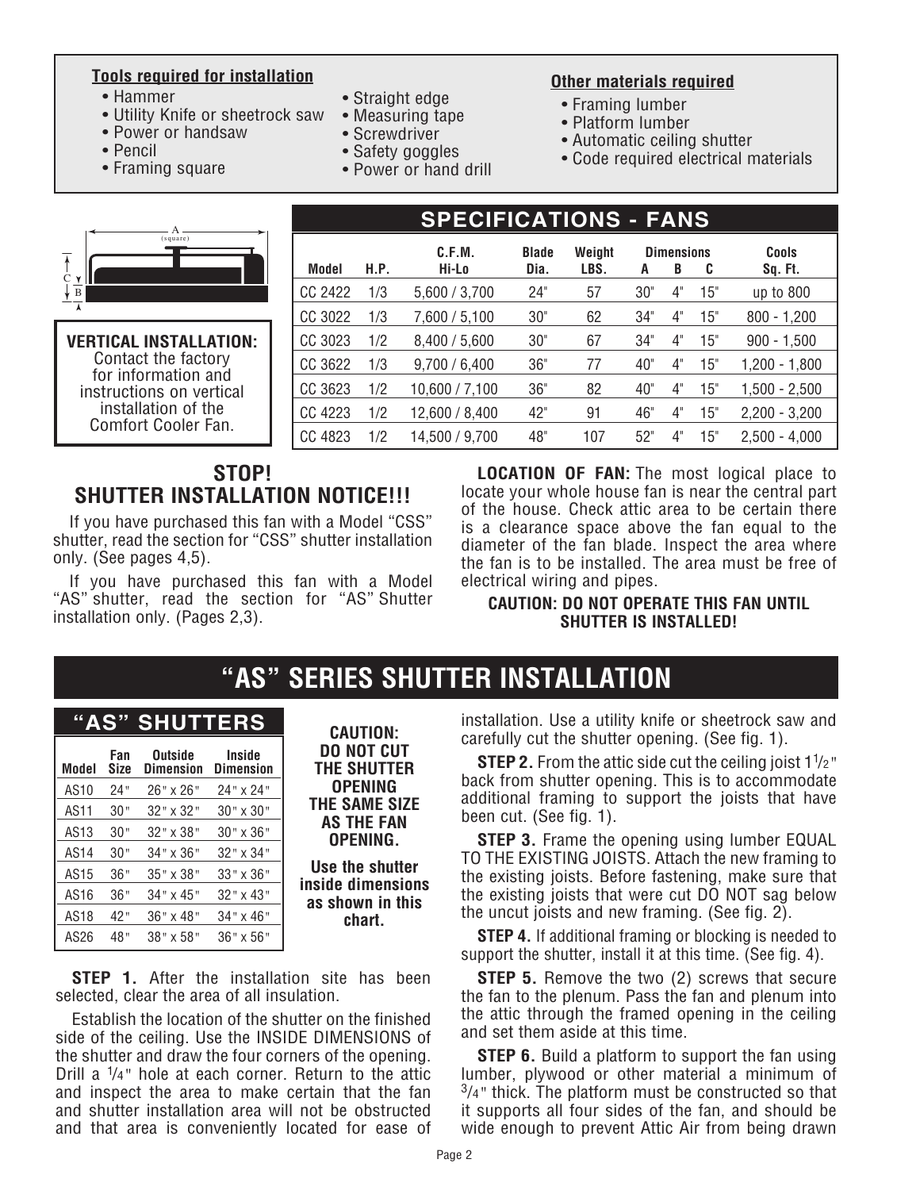**Tools required for installation**

- Hammer
- Utility Knife or sheetrock saw
- Power or handsaw
- Pencil
- Framing square
- Straight edge
- Measuring tape
- Screwdriver
- Safety goggles
- Power or hand drill

**Other materials required**

- Framing lumber
- Platform lumber
- Automatic ceiling shutter
- Code required electrical materials

A (square)
C
B

**VERTICAL INSTALLATION:**
Contact the factory for information and instructions on vertical installation of the Comfort Cooler Fan.

## SPECIFICATIONS - FANS

| Model | H.P. | C.F.M. Hi-Lo | Blade Dia. | Weight LBS. | Dimensions A | B | C | Cools Sq. Ft. |
|---|---|---|---|---|---|---|---|---|
| CC 2422 | 1/3 | 5,600 / 3,700 | 24" | 57 | 30" | 4" | 15" | up to 800 |
| CC 3022 | 1/3 | 7,600 / 5,100 | 30" | 62 | 34" | 4" | 15" | 800 - 1,200 |
| CC 3023 | 1/2 | 8,400 / 5,600 | 30" | 67 | 34" | 4" | 15" | 900 - 1,500 |
| CC 3622 | 1/3 | 9,700 / 6,400 | 36" | 77 | 40" | 4" | 15" | 1,200 - 1,800 |
| CC 3623 | 1/2 | 10,600 / 7,100 | 36" | 82 | 40" | 4" | 15" | 1,500 - 2,500 |
| CC 4223 | 1/2 | 12,600 / 8,400 | 42" | 91 | 46" | 4" | 15" | 2,200 - 3,200 |
| CC 4823 | 1/2 | 14,500 / 9,700 | 48" | 107 | 52" | 4" | 15" | 2,500 - 4,000 |

## STOP! SHUTTER INSTALLATION NOTICE!!!

If you have purchased this fan with a Model "CSS" shutter, read the section for "CSS" shutter installation only. (See pages 4,5).

If you have purchased this fan with a Model "AS" shutter, read the section for "AS" Shutter installation only. (Pages 2,3).

**LOCATION OF FAN:** The most logical place to locate your whole house fan is near the central part of the house. Check attic area to be certain there is a clearance space above the fan equal to the diameter of the fan blade. Inspect the area where the fan is to be installed. The area must be free of electrical wiring and pipes.

**CAUTION: DO NOT OPERATE THIS FAN UNTIL SHUTTER IS INSTALLED!**

# "AS" SERIES SHUTTER INSTALLATION

## "AS" SHUTTERS

| Model | Fan Size | Outside Dimension | Inside Dimension |
|---|---|---|---|
| AS10 | 24" | 26" x 26" | 24" x 24" |
| AS11 | 30" | 32" x 32" | 30" x 30" |
| AS13 | 30" | 32" x 38" | 30" x 36" |
| AS14 | 30" | 34" x 36" | 32" x 34" |
| AS15 | 36" | 35" x 38" | 33" x 36" |
| AS16 | 36" | 34" x 45" | 32" x 43" |
| AS18 | 42" | 36" x 48" | 34" x 46" |
| AS26 | 48" | 38" x 58" | 36" x 56" |

**CAUTION: DO NOT CUT THE SHUTTER OPENING THE SAME SIZE AS THE FAN OPENING.**

**Use the shutter inside dimensions as shown in this chart.**

**STEP 1.** After the installation site has been selected, clear the area of all insulation.

Establish the location of the shutter on the finished side of the ceiling. Use the INSIDE DIMENSIONS of the shutter and draw the four corners of the opening. Drill a 1/4" hole at each corner. Return to the attic and inspect the area to make certain that the fan and shutter installation area will not be obstructed and that area is conveniently located for ease of installation. Use a utility knife or sheetrock saw and carefully cut the shutter opening. (See fig. 1).

**STEP 2.** From the attic side cut the ceiling joist 1 1/2" back from shutter opening. This is to accommodate additional framing to support the joists that have been cut. (See fig. 1).

**STEP 3.** Frame the opening using lumber EQUAL TO THE EXISTING JOISTS. Attach the new framing to the existing joists. Before fastening, make sure that the existing joists that were cut DO NOT sag below the uncut joists and new framing. (See fig. 2).

**STEP 4.** If additional framing or blocking is needed to support the shutter, install it at this time. (See fig. 4).

**STEP 5.** Remove the two (2) screws that secure the fan to the plenum. Pass the fan and plenum into the attic through the framed opening in the ceiling and set them aside at this time.

**STEP 6.** Build a platform to support the fan using lumber, plywood or other material a minimum of 3/4" thick. The platform must be constructed so that it supports all four sides of the fan, and should be wide enough to prevent Attic Air from being drawn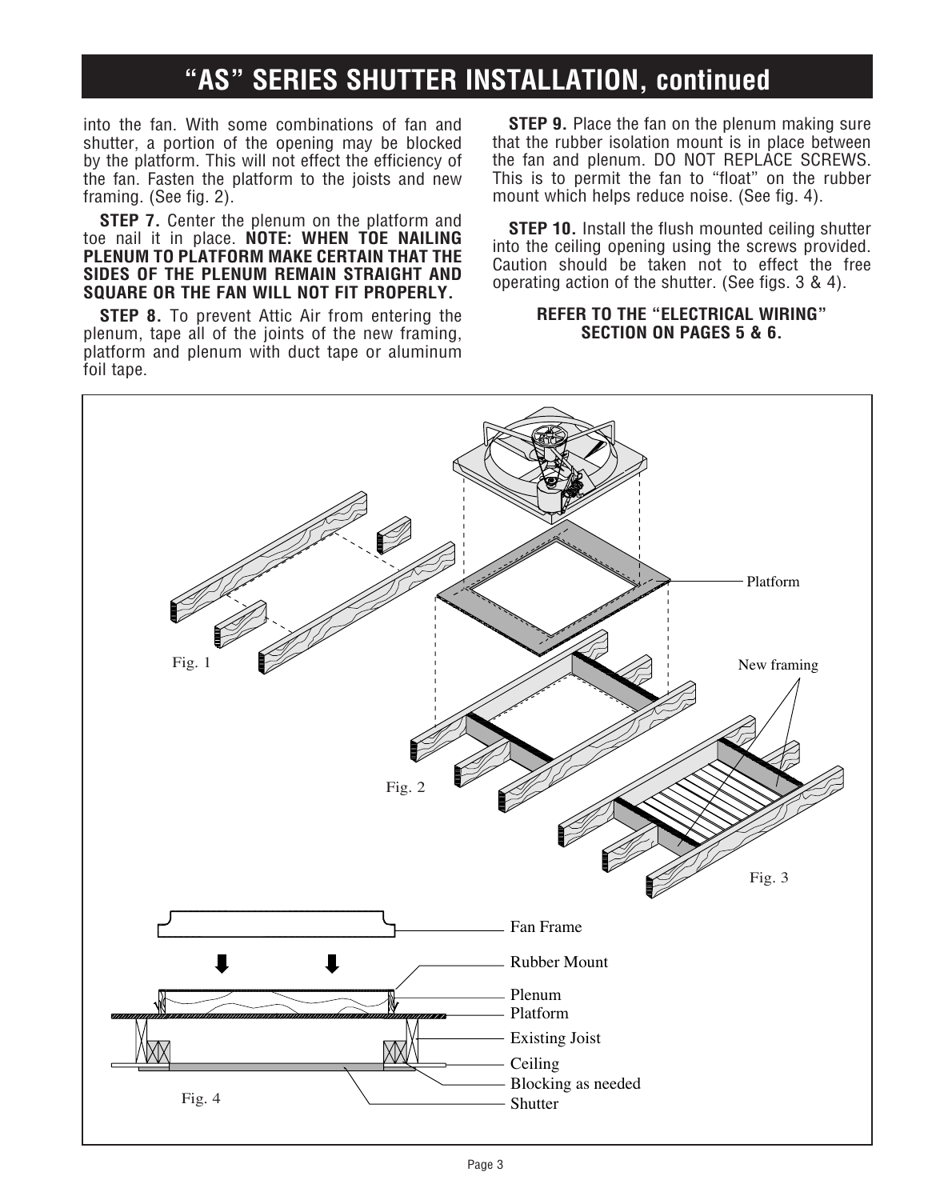# "AS" SERIES SHUTTER INSTALLATION, continued

into the fan. With some combinations of fan and shutter, a portion of the opening may be blocked by the platform. This will not effect the efficiency of the fan. Fasten the platform to the joists and new framing. (See fig. 2).

**STEP 7.** Center the plenum on the platform and toe nail it in place. **NOTE: WHEN TOE NAILING PLENUM TO PLATFORM MAKE CERTAIN THAT THE SIDES OF THE PLENUM REMAIN STRAIGHT AND SQUARE OR THE FAN WILL NOT FIT PROPERLY.**

**STEP 8.** To prevent Attic Air from entering the plenum, tape all of the joints of the new framing, platform and plenum with duct tape or aluminum foil tape.

**STEP 9.** Place the fan on the plenum making sure that the rubber isolation mount is in place between the fan and plenum. DO NOT REPLACE SCREWS. This is to permit the fan to "float" on the rubber mount which helps reduce noise. (See fig. 4).

**STEP 10.** Install the flush mounted ceiling shutter into the ceiling opening using the screws provided. Caution should be taken not to effect the free operating action of the shutter. (See figs. 3 & 4).

**REFER TO THE "ELECTRICAL WIRING" SECTION ON PAGES 5 & 6.**

Fig. 1

Fig. 2

Fig. 3

Fig. 4

Platform

New framing

Fan Frame

Rubber Mount

Plenum

Platform

Existing Joist

Ceiling

Blocking as needed

Shutter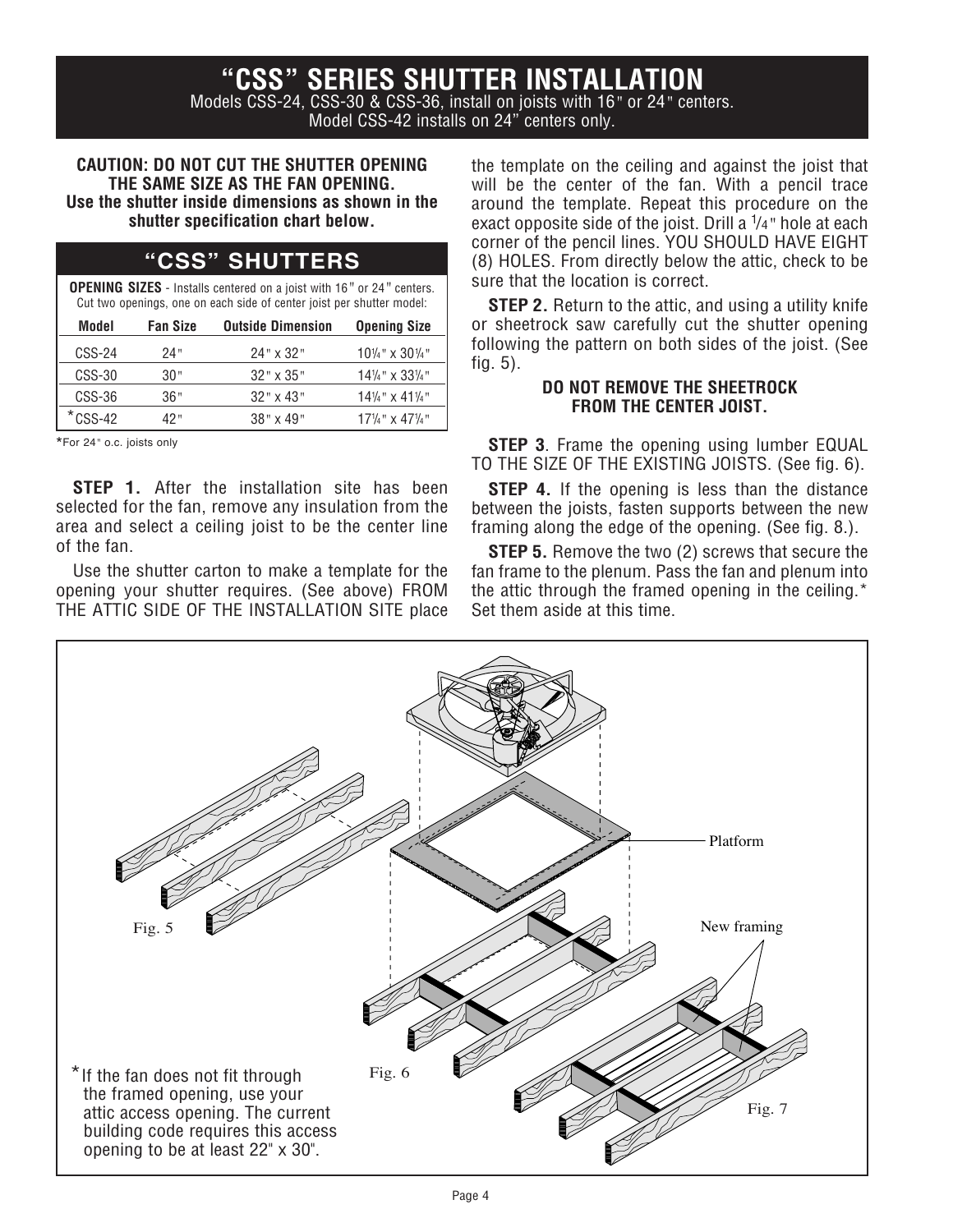# "CSS" SERIES SHUTTER INSTALLATION

Models CSS-24, CSS-30 & CSS-36, install on joists with 16" or 24" centers.
Model CSS-42 installs on 24" centers only.

**CAUTION: DO NOT CUT THE SHUTTER OPENING THE SAME SIZE AS THE FAN OPENING. Use the shutter inside dimensions as shown in the shutter specification chart below.**

## "CSS" SHUTTERS

**OPENING SIZES** - Installs centered on a joist with 16" or 24" centers. Cut two openings, one on each side of center joist per shutter model:

| Model | Fan Size | Outside Dimension | Opening Size |
|---|---|---|---|
| CSS-24 | 24" | 24" x 32" | 10¼" x 30¼" |
| CSS-30 | 30" | 32" x 35" | 14¼" x 33¼" |
| CSS-36 | 36" | 32" x 43" | 14¼" x 41¼" |
| *CSS-42 | 42" | 38" x 49" | 17¼" x 47¼" |

*For 24" o.c. joists only

**STEP 1.** After the installation site has been selected for the fan, remove any insulation from the area and select a ceiling joist to be the center line of the fan.

Use the shutter carton to make a template for the opening your shutter requires. (See above) FROM THE ATTIC SIDE OF THE INSTALLATION SITE place the template on the ceiling and against the joist that will be the center of the fan. With a pencil trace around the template. Repeat this procedure on the exact opposite side of the joist. Drill a 1/4" hole at each corner of the pencil lines. YOU SHOULD HAVE EIGHT (8) HOLES. From directly below the attic, check to be sure that the location is correct.

**STEP 2.** Return to the attic, and using a utility knife or sheetrock saw carefully cut the shutter opening following the pattern on both sides of the joist. (See fig. 5).

**DO NOT REMOVE THE SHEETROCK FROM THE CENTER JOIST.**

**STEP 3**. Frame the opening using lumber EQUAL TO THE SIZE OF THE EXISTING JOISTS. (See fig. 6).

**STEP 4.** If the opening is less than the distance between the joists, fasten supports between the new framing along the edge of the opening. (See fig. 8.).

**STEP 5.** Remove the two (2) screws that secure the fan frame to the plenum. Pass the fan and plenum into the attic through the framed opening in the ceiling.* Set them aside at this time.

Platform

New framing

Fig. 5

Fig. 6

Fig. 7

*If the fan does not fit through the framed opening, use your attic access opening. The current building code requires this access opening to be at least 22" x 30".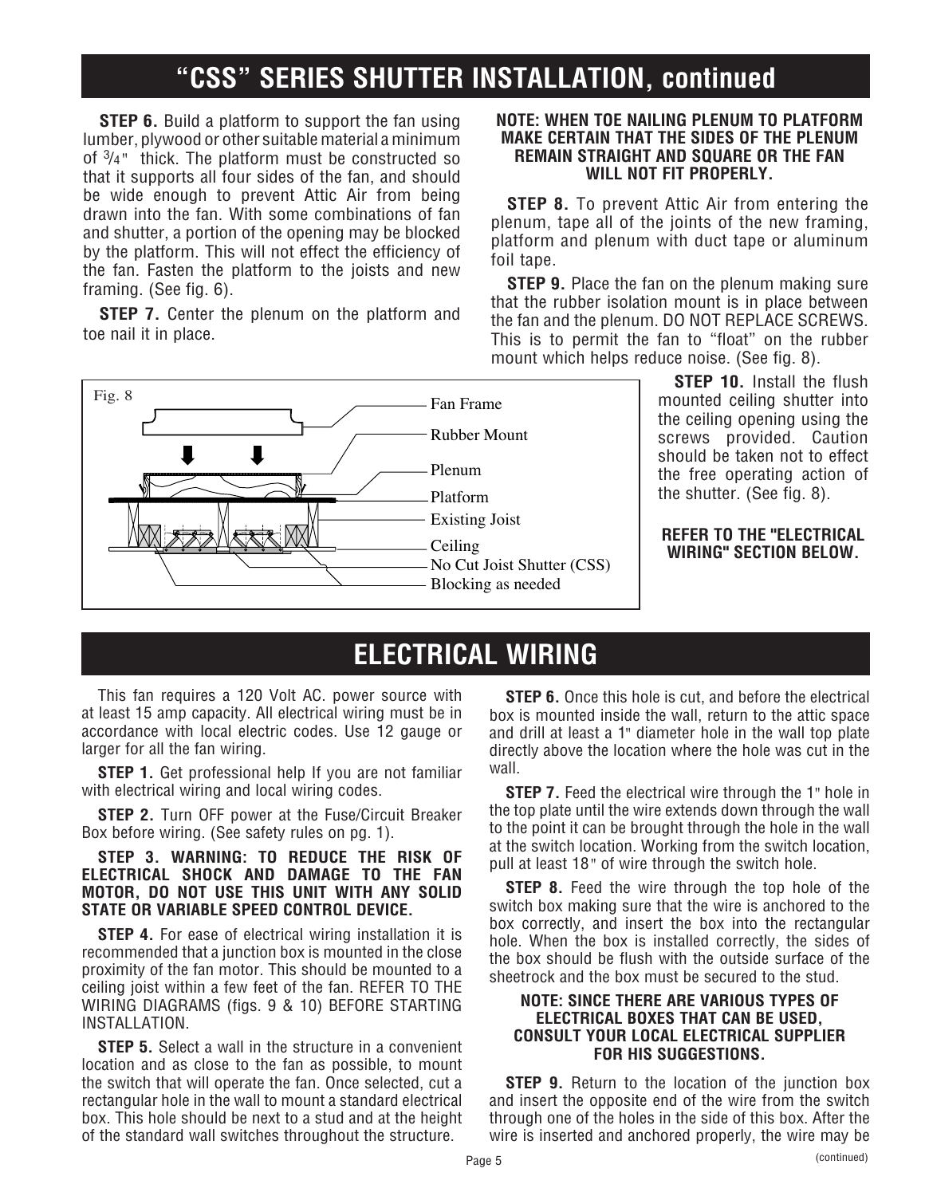## "CSS" SERIES SHUTTER INSTALLATION, continued

**STEP 6.** Build a platform to support the fan using lumber, plywood or other suitable material a minimum of 3/4" thick. The platform must be constructed so that it supports all four sides of the fan, and should be wide enough to prevent Attic Air from being drawn into the fan. With some combinations of fan and shutter, a portion of the opening may be blocked by the platform. This will not effect the efficiency of the fan. Fasten the platform to the joists and new framing. (See fig. 6).

**STEP 7.** Center the plenum on the platform and toe nail it in place.

**NOTE: WHEN TOE NAILING PLENUM TO PLATFORM MAKE CERTAIN THAT THE SIDES OF THE PLENUM REMAIN STRAIGHT AND SQUARE OR THE FAN WILL NOT FIT PROPERLY.**

**STEP 8.** To prevent Attic Air from entering the plenum, tape all of the joints of the new framing, platform and plenum with duct tape or aluminum foil tape.

**STEP 9.** Place the fan on the plenum making sure that the rubber isolation mount is in place between the fan and the plenum. DO NOT REPLACE SCREWS. This is to permit the fan to "float" on the rubber mount which helps reduce noise. (See fig. 8).

Fig. 8

Fan Frame
Rubber Mount
Plenum
Platform
Existing Joist
Ceiling
No Cut Joist Shutter (CSS)
Blocking as needed

**STEP 10.** Install the flush mounted ceiling shutter into the ceiling opening using the screws provided. Caution should be taken not to effect the free operating action of the shutter. (See fig. 8).

**REFER TO THE "ELECTRICAL WIRING" SECTION BELOW.**

## ELECTRICAL WIRING

This fan requires a 120 Volt AC. power source with at least 15 amp capacity. All electrical wiring must be in accordance with local electric codes. Use 12 gauge or larger for all the fan wiring.

**STEP 1.** Get professional help If you are not familiar with electrical wiring and local wiring codes.

**STEP 2.** Turn OFF power at the Fuse/Circuit Breaker Box before wiring. (See safety rules on pg. 1).

**STEP 3. WARNING: TO REDUCE THE RISK OF ELECTRICAL SHOCK AND DAMAGE TO THE FAN MOTOR, DO NOT USE THIS UNIT WITH ANY SOLID STATE OR VARIABLE SPEED CONTROL DEVICE.**

**STEP 4.** For ease of electrical wiring installation it is recommended that a junction box is mounted in the close proximity of the fan motor. This should be mounted to a ceiling joist within a few feet of the fan. REFER TO THE WIRING DIAGRAMS (figs. 9 & 10) BEFORE STARTING INSTALLATION.

**STEP 5.** Select a wall in the structure in a convenient location and as close to the fan as possible, to mount the switch that will operate the fan. Once selected, cut a rectangular hole in the wall to mount a standard electrical box. This hole should be next to a stud and at the height of the standard wall switches throughout the structure.

**STEP 6.** Once this hole is cut, and before the electrical box is mounted inside the wall, return to the attic space and drill at least a 1" diameter hole in the wall top plate directly above the location where the hole was cut in the wall.

**STEP 7.** Feed the electrical wire through the 1" hole in the top plate until the wire extends down through the wall to the point it can be brought through the hole in the wall at the switch location. Working from the switch location, pull at least 18" of wire through the switch hole.

**STEP 8.** Feed the wire through the top hole of the switch box making sure that the wire is anchored to the box correctly, and insert the box into the rectangular hole. When the box is installed correctly, the sides of the box should be flush with the outside surface of the sheetrock and the box must be secured to the stud.

**NOTE: SINCE THERE ARE VARIOUS TYPES OF ELECTRICAL BOXES THAT CAN BE USED, CONSULT YOUR LOCAL ELECTRICAL SUPPLIER FOR HIS SUGGESTIONS.**

**STEP 9.** Return to the location of the junction box and insert the opposite end of the wire from the switch through one of the holes in the side of this box. After the wire is inserted and anchored properly, the wire may be

(continued)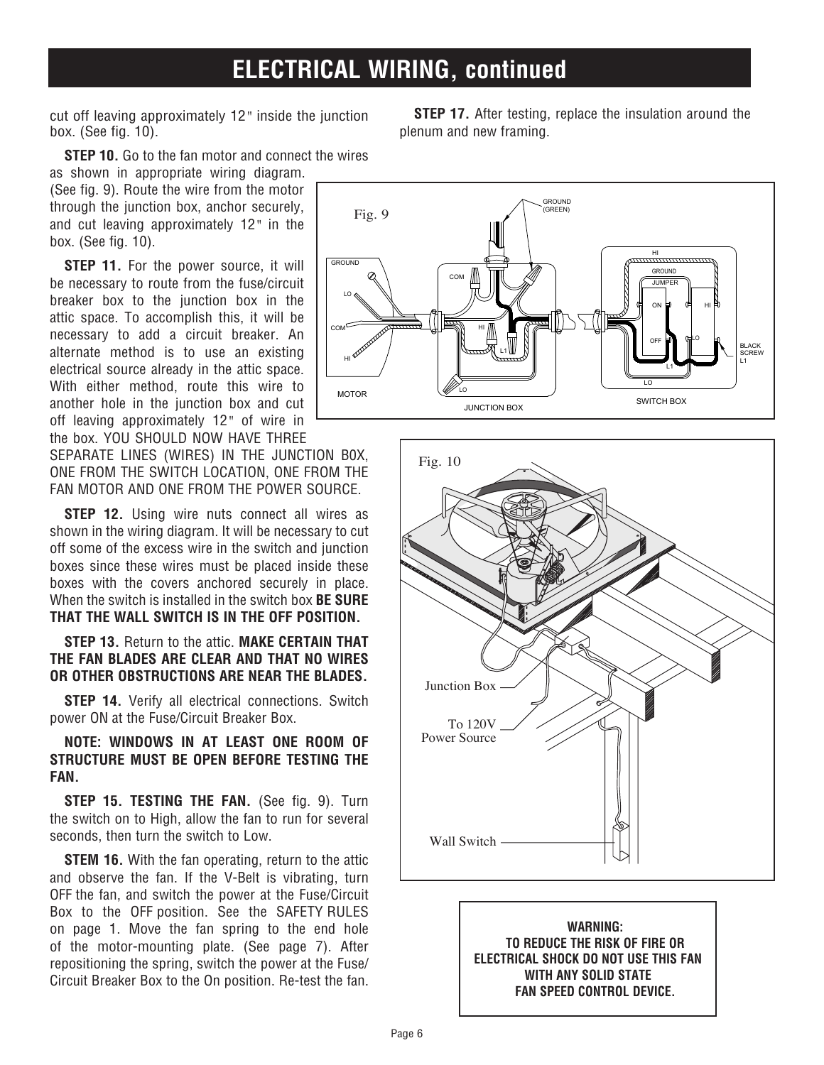# ELECTRICAL WIRING, continued

cut off leaving approximately 12" inside the junction box. (See fig. 10).

**STEP 10.** Go to the fan motor and connect the wires as shown in appropriate wiring diagram. (See fig. 9). Route the wire from the motor through the junction box, anchor securely, and cut leaving approximately 12" in the box. (See fig. 10).

**STEP 11.** For the power source, it will be necessary to route from the fuse/circuit breaker box to the junction box in the attic space. To accomplish this, it will be necessary to add a circuit breaker. An alternate method is to use an existing electrical source already in the attic space. With either method, route this wire to another hole in the junction box and cut off leaving approximately 12" of wire in the box. YOU SHOULD NOW HAVE THREE SEPARATE LINES (WIRES) IN THE JUNCTION B0X, ONE FROM THE SWITCH LOCATION, ONE FROM THE FAN MOTOR AND ONE FROM THE POWER SOURCE.

**STEP 12.** Using wire nuts connect all wires as shown in the wiring diagram. It will be necessary to cut off some of the excess wire in the switch and junction boxes since these wires must be placed inside these boxes with the covers anchored securely in place. When the switch is installed in the switch box **BE SURE THAT THE WALL SWITCH IS IN THE OFF POSITION.**

**STEP 13.** Return to the attic. **MAKE CERTAIN THAT THE FAN BLADES ARE CLEAR AND THAT NO WIRES OR OTHER OBSTRUCTIONS ARE NEAR THE BLADES.**

**STEP 14.** Verify all electrical connections. Switch power ON at the Fuse/Circuit Breaker Box.

**NOTE: WINDOWS IN AT LEAST ONE ROOM OF STRUCTURE MUST BE OPEN BEFORE TESTING THE FAN.**

**STEP 15. TESTING THE FAN.** (See fig. 9). Turn the switch on to High, allow the fan to run for several seconds, then turn the switch to Low.

**STEM 16.** With the fan operating, return to the attic and observe the fan. If the V-Belt is vibrating, turn OFF the fan, and switch the power at the Fuse/Circuit Box to the OFF position. See the SAFETY RULES on page 1. Move the fan spring to the end hole of the motor-mounting plate. (See page 7). After repositioning the spring, switch the power at the Fuse/ Circuit Breaker Box to the On position. Re-test the fan.

**STEP 17.** After testing, replace the insulation around the plenum and new framing.

Fig. 9

Fig. 10

**WARNING:**
**TO REDUCE THE RISK OF FIRE OR ELECTRICAL SHOCK DO NOT USE THIS FAN WITH ANY SOLID STATE FAN SPEED CONTROL DEVICE.**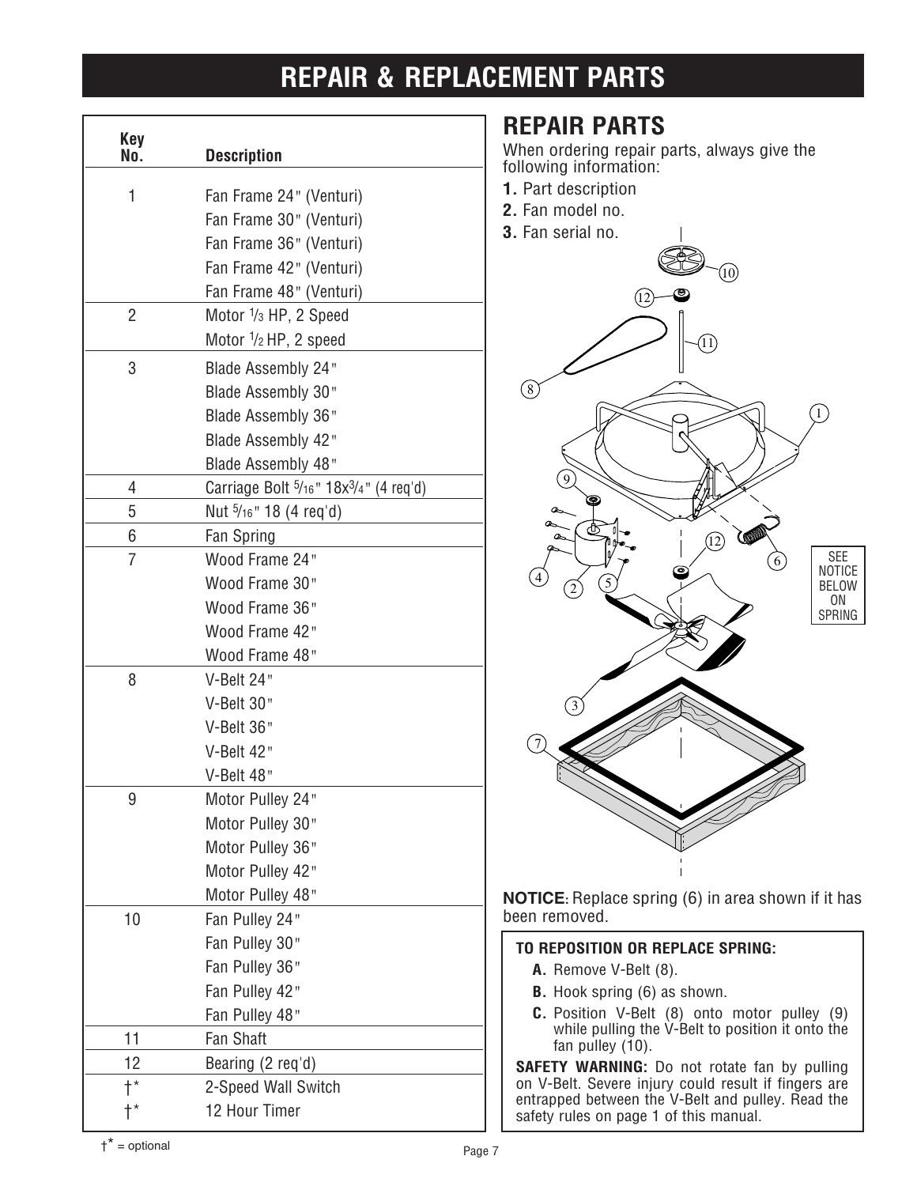# REPAIR & REPLACEMENT PARTS

| Key No. | Description |
|---|---|
| 1 | Fan Frame 24" (Venturi) |
| | Fan Frame 30" (Venturi) |
| | Fan Frame 36" (Venturi) |
| | Fan Frame 42" (Venturi) |
| | Fan Frame 48" (Venturi) |
| 2 | Motor 1/3 HP, 2 Speed |
| | Motor 1/2 HP, 2 speed |
| 3 | Blade Assembly 24" |
| | Blade Assembly 30" |
| | Blade Assembly 36" |
| | Blade Assembly 42" |
| | Blade Assembly 48" |
| 4 | Carriage Bolt 5/16" 18x3/4" (4 req'd) |
| 5 | Nut 5/16" 18 (4 req'd) |
| 6 | Fan Spring |
| 7 | Wood Frame 24" |
| | Wood Frame 30" |
| | Wood Frame 36" |
| | Wood Frame 42" |
| | Wood Frame 48" |
| 8 | V-Belt 24" |
| | V-Belt 30" |
| | V-Belt 36" |
| | V-Belt 42" |
| | V-Belt 48" |
| 9 | Motor Pulley 24" |
| | Motor Pulley 30" |
| | Motor Pulley 36" |
| | Motor Pulley 42" |
| | Motor Pulley 48" |
| 10 | Fan Pulley 24" |
| | Fan Pulley 30" |
| | Fan Pulley 36" |
| | Fan Pulley 42" |
| | Fan Pulley 48" |
| 11 | Fan Shaft |
| 12 | Bearing (2 req'd) |
| †* | 2-Speed Wall Switch |
| †* | 12 Hour Timer |

†* = optional

## REPAIR PARTS

When ordering repair parts, always give the following information:

**1.** Part description
**2.** Fan model no.
**3.** Fan serial no.

SEE NOTICE BELOW ON SPRING

**NOTICE:** Replace spring (6) in area shown if it has been removed.

**TO REPOSITION OR REPLACE SPRING:**

**A.** Remove V-Belt (8).
**B.** Hook spring (6) as shown.
**C.** Position V-Belt (8) onto motor pulley (9) while pulling the V-Belt to position it onto the fan pulley (10).

**SAFETY WARNING:** Do not rotate fan by pulling on V-Belt. Severe injury could result if fingers are entrapped between the V-Belt and pulley. Read the safety rules on page 1 of this manual.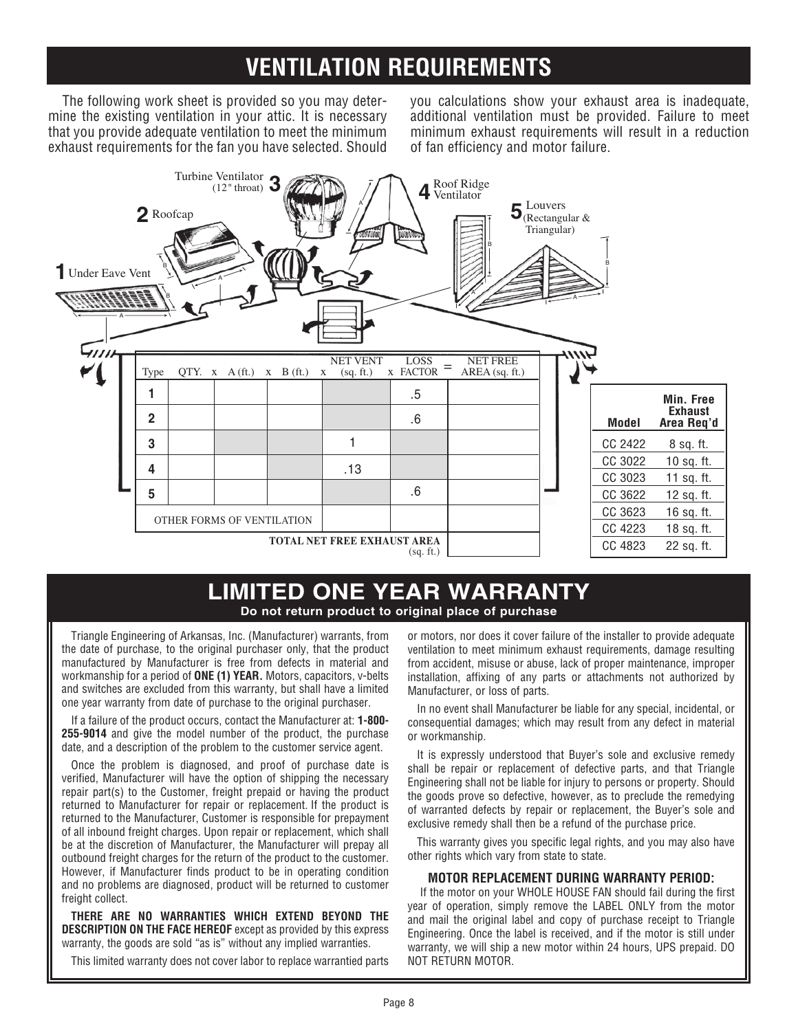# VENTILATION REQUIREMENTS

The following work sheet is provided so you may determine the existing ventilation in your attic. It is necessary that you provide adequate ventilation to meet the minimum exhaust requirements for the fan you have selected. Should you calculations show your exhaust area is inadequate, additional ventilation must be provided. Failure to meet minimum exhaust requirements will result in a reduction of fan efficiency and motor failure.

1 Under Eave Vent

2 Roofcap

3 Turbine Ventilator (12" throat)

4 Roof Ridge Ventilator

5 Louvers (Rectangular & Triangular)

| Type | QTY. x | A (ft.) x | B (ft.) x | NET VENT (sq. ft.) | LOSS x FACTOR = | NET FREE AREA (sq. ft.) |
|---|---|---|---|---|---|---|
| 1 | | | | | .5 | |
| 2 | | | | | .6 | |
| 3 | | | | 1 | | |
| 4 | | | | .13 | | |
| 5 | | | | | .6 | |
| OTHER FORMS OF VENTILATION | | | | | | |
| | | | | | TOTAL NET FREE EXHAUST AREA (sq. ft.) | |

| Model | Min. Free Exhaust Area Req'd |
|---|---|
| CC 2422 | 8 sq. ft. |
| CC 3022 | 10 sq. ft. |
| CC 3023 | 11 sq. ft. |
| CC 3622 | 12 sq. ft. |
| CC 3623 | 16 sq. ft. |
| CC 4223 | 18 sq. ft. |
| CC 4823 | 22 sq. ft. |

# LIMITED ONE YEAR WARRANTY

**Do not return product to original place of purchase**

Triangle Engineering of Arkansas, Inc. (Manufacturer) warrants, from the date of purchase, to the original purchaser only, that the product manufactured by Manufacturer is free from defects in material and workmanship for a period of **ONE (1) YEAR.** Motors, capacitors, v-belts and switches are excluded from this warranty, but shall have a limited one year warranty from date of purchase to the original purchaser.

If a failure of the product occurs, contact the Manufacturer at: **1-800-255-9014** and give the model number of the product, the purchase date, and a description of the problem to the customer service agent.

Once the problem is diagnosed, and proof of purchase date is verified, Manufacturer will have the option of shipping the necessary repair part(s) to the Customer, freight prepaid or having the product returned to Manufacturer for repair or replacement. If the product is returned to the Manufacturer, Customer is responsible for prepayment of all inbound freight charges. Upon repair or replacement, which shall be at the discretion of Manufacturer, the Manufacturer will prepay all outbound freight charges for the return of the product to the customer. However, if Manufacturer finds product to be in operating condition and no problems are diagnosed, product will be returned to customer freight collect.

**THERE ARE NO WARRANTIES WHICH EXTEND BEYOND THE DESCRIPTION ON THE FACE HEREOF** except as provided by this express warranty, the goods are sold "as is" without any implied warranties.

This limited warranty does not cover labor to replace warrantied parts or motors, nor does it cover failure of the installer to provide adequate ventilation to meet minimum exhaust requirements, damage resulting from accident, misuse or abuse, lack of proper maintenance, improper installation, affixing of any parts or attachments not authorized by Manufacturer, or loss of parts.

In no event shall Manufacturer be liable for any special, incidental, or consequential damages; which may result from any defect in material or workmanship.

It is expressly understood that Buyer's sole and exclusive remedy shall be repair or replacement of defective parts, and that Triangle Engineering shall not be liable for injury to persons or property. Should the goods prove so defective, however, as to preclude the remedying of warranted defects by repair or replacement, the Buyer's sole and exclusive remedy shall then be a refund of the purchase price.

This warranty gives you specific legal rights, and you may also have other rights which vary from state to state.

**MOTOR REPLACEMENT DURING WARRANTY PERIOD:**

If the motor on your WHOLE HOUSE FAN should fail during the first year of operation, simply remove the LABEL ONLY from the motor and mail the original label and copy of purchase receipt to Triangle Engineering. Once the label is received, and if the motor is still under warranty, we will ship a new motor within 24 hours, UPS prepaid. DO NOT RETURN MOTOR.